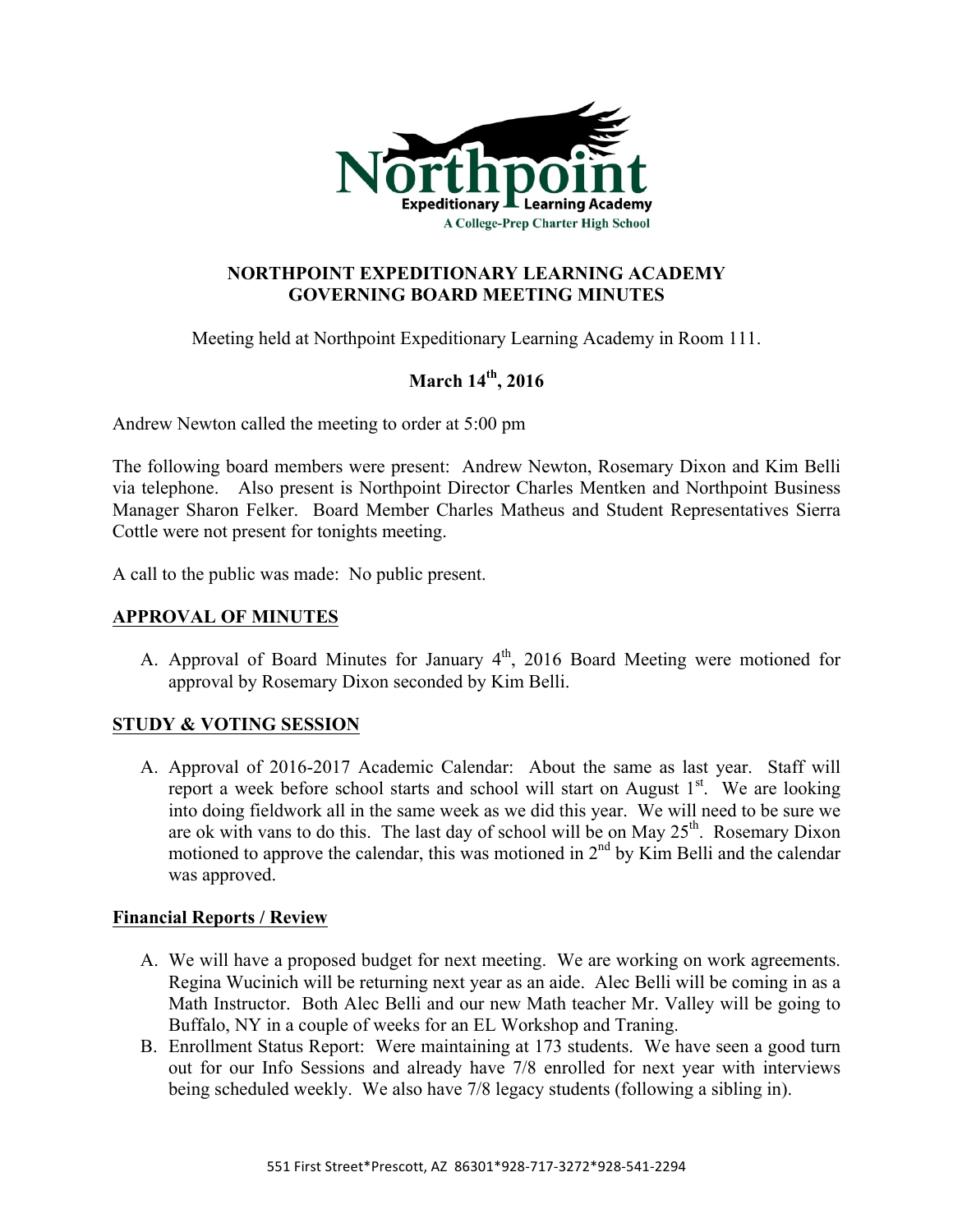Northpoint

Expeditionary Learning Academy

A College-Prep Charter High School

# NORTHPOINT EXPEDITIONARY LEARNING ACADEMY GOVERNING BOARD MEETING MINUTES

Meeting held at Northpoint Expeditionary Learning Academy in Room 111.

## March 14th, 2016

Andrew Newton called the meeting to order at 5:00 pm

The following board members were present: Andrew Newton, Rosemary Dixon and Kim Belli via telephone. Also present is Northpoint Director Charles Mentken and Northpoint Business Manager Sharon Felker. Board Member Charles Matheus and Student Representatives Sierra Cottle were not present for tonights meeting.

A call to the public was made: No public present.

## APPROVAL OF MINUTES

A. Approval of Board Minutes for January 4th, 2016 Board Meeting were motioned for approval by Rosemary Dixon seconded by Kim Belli.

## STUDY & VOTING SESSION

A. Approval of 2016-2017 Academic Calendar: About the same as last year. Staff will report a week before school starts and school will start on August 1st. We are looking into doing fieldwork all in the same week as we did this year. We will need to be sure we are ok with vans to do this. The last day of school will be on May 25th. Rosemary Dixon motioned to approve the calendar, this was motioned in 2nd by Kim Belli and the calendar was approved.

## Financial Reports / Review

A. We will have a proposed budget for next meeting. We are working on work agreements. Regina Wucinich will be returning next year as an aide. Alec Belli will be coming in as a Math Instructor. Both Alec Belli and our new Math teacher Mr. Valley will be going to Buffalo, NY in a couple of weeks for an EL Workshop and Traning.
B. Enrollment Status Report: Were maintaining at 173 students. We have seen a good turn out for our Info Sessions and already have 7/8 enrolled for next year with interviews being scheduled weekly. We also have 7/8 legacy students (following a sibling in).

551 First Street*Prescott, AZ 86301*928-717-3272*928-541-2294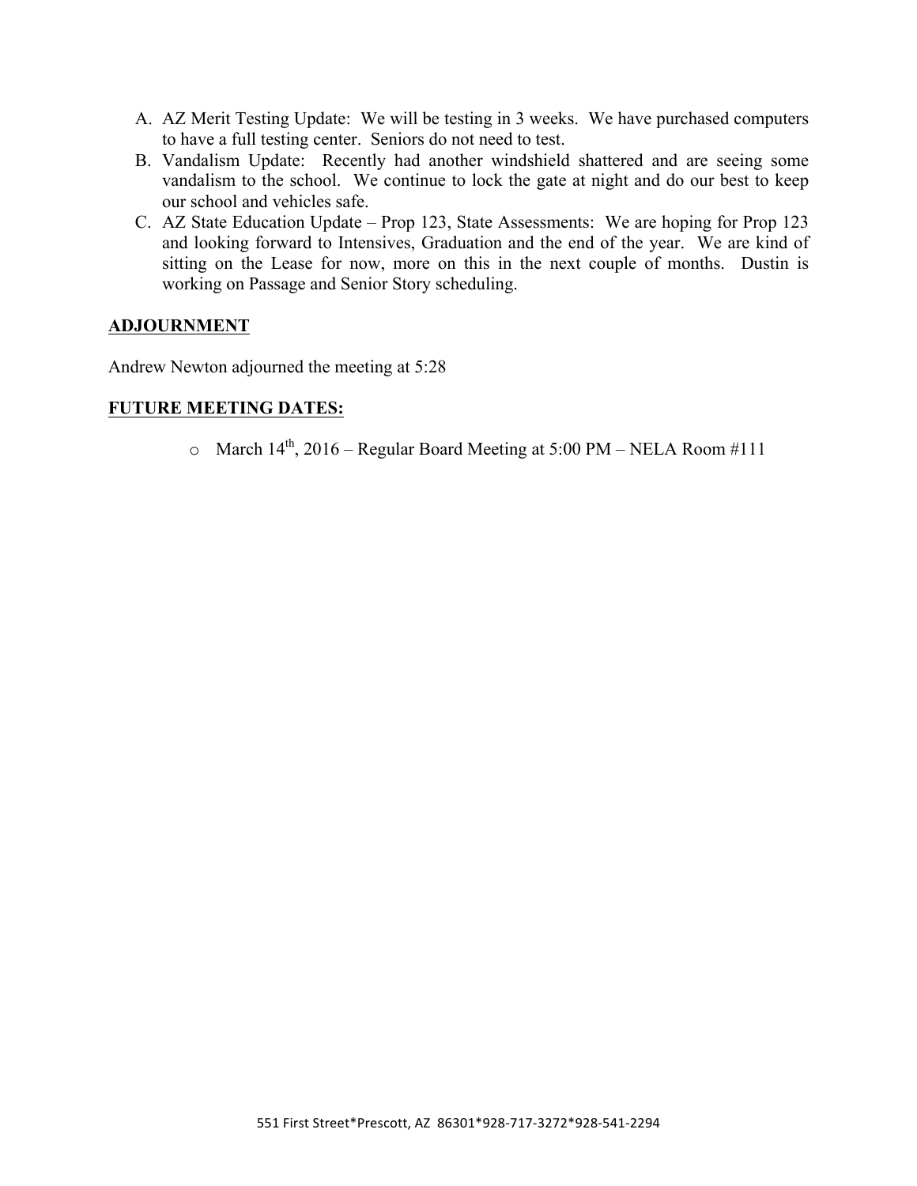A. AZ Merit Testing Update: We will be testing in 3 weeks. We have purchased computers to have a full testing center. Seniors do not need to test.
B. Vandalism Update: Recently had another windshield shattered and are seeing some vandalism to the school. We continue to lock the gate at night and do our best to keep our school and vehicles safe.
C. AZ State Education Update – Prop 123, State Assessments: We are hoping for Prop 123 and looking forward to Intensives, Graduation and the end of the year. We are kind of sitting on the Lease for now, more on this in the next couple of months. Dustin is working on Passage and Senior Story scheduling.

**ADJOURNMENT**

Andrew Newton adjourned the meeting at 5:28

**FUTURE MEETING DATES:**

- March 14th, 2016 – Regular Board Meeting at 5:00 PM – NELA Room #111

551 First Street*Prescott, AZ 86301*928-717-3272*928-541-2294